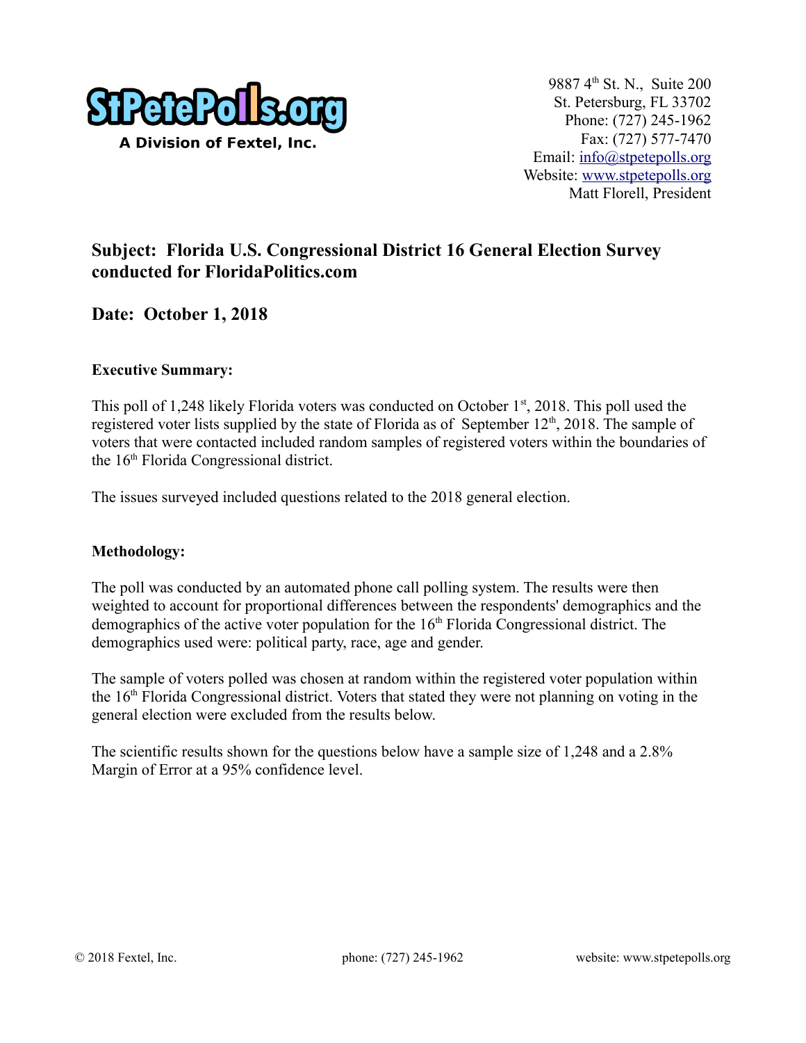StPetePolls.org
A Division of Fextel, Inc.

9887 4th St. N., Suite 200
St. Petersburg, FL 33702
Phone: (727) 245-1962
Fax: (727) 577-7470
Email: info@stpetepolls.org
Website: www.stpetepolls.org
Matt Florell, President

## Subject: Florida U.S. Congressional District 16 General Election Survey conducted for FloridaPolitics.com

## Date: October 1, 2018

**Executive Summary:**

This poll of 1,248 likely Florida voters was conducted on October 1st, 2018. This poll used the registered voter lists supplied by the state of Florida as of September 12th, 2018. The sample of voters that were contacted included random samples of registered voters within the boundaries of the 16th Florida Congressional district.

The issues surveyed included questions related to the 2018 general election.

**Methodology:**

The poll was conducted by an automated phone call polling system. The results were then weighted to account for proportional differences between the respondents' demographics and the demographics of the active voter population for the 16th Florida Congressional district. The demographics used were: political party, race, age and gender.

The sample of voters polled was chosen at random within the registered voter population within the 16th Florida Congressional district. Voters that stated they were not planning on voting in the general election were excluded from the results below.

The scientific results shown for the questions below have a sample size of 1,248 and a 2.8% Margin of Error at a 95% confidence level.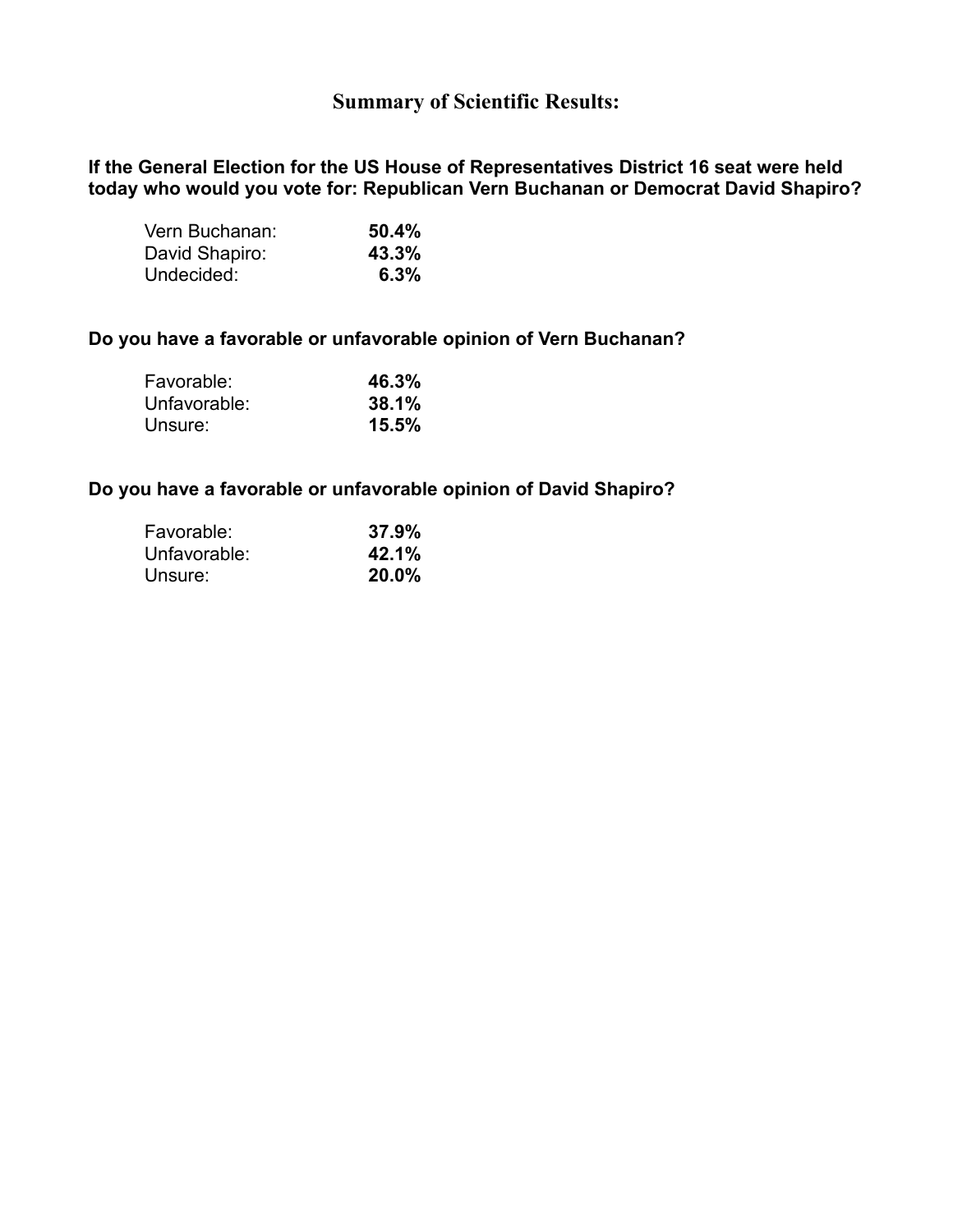## Summary of Scientific Results:

**If the General Election for the US House of Representatives District 16 seat were held today who would you vote for: Republican Vern Buchanan or Democrat David Shapiro?**

| | |
|---|---|
| Vern Buchanan: | **50.4%** |
| David Shapiro: | **43.3%** |
| Undecided: | **6.3%** |

**Do you have a favorable or unfavorable opinion of Vern Buchanan?**

| | |
|---|---|
| Favorable: | **46.3%** |
| Unfavorable: | **38.1%** |
| Unsure: | **15.5%** |

**Do you have a favorable or unfavorable opinion of David Shapiro?**

| | |
|---|---|
| Favorable: | **37.9%** |
| Unfavorable: | **42.1%** |
| Unsure: | **20.0%** |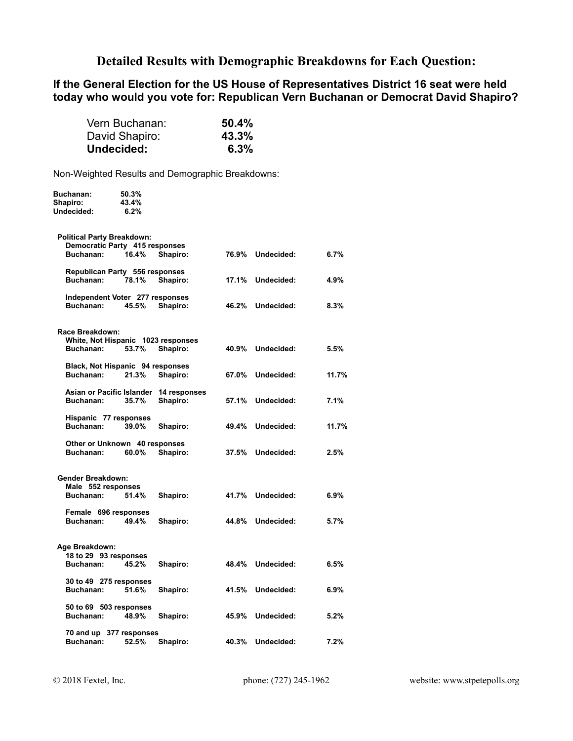# Detailed Results with Demographic Breakdowns for Each Question:

## If the General Election for the US House of Representatives District 16 seat were held today who would you vote for: Republican Vern Buchanan or Democrat David Shapiro?

| | |
|---|---|
| Vern Buchanan: | **50.4%** |
| David Shapiro: | **43.3%** |
| **Undecided:** | **6.3%** |

Non-Weighted Results and Demographic Breakdowns:

| | |
|---|---|
| **Buchanan:** | **50.3%** |
| **Shapiro:** | **43.4%** |
| **Undecided:** | **6.2%** |

**Political Party Breakdown:**

**Democratic Party 415 responses**

| Buchanan: | 16.4% | Shapiro: | 76.9% | Undecided: | 6.7% |
|---|---|---|---|---|---|

**Republican Party 556 responses**

| Buchanan: | 78.1% | Shapiro: | 17.1% | Undecided: | 4.9% |
|---|---|---|---|---|---|

**Independent Voter 277 responses**

| Buchanan: | 45.5% | Shapiro: | 46.2% | Undecided: | 8.3% |
|---|---|---|---|---|---|

**Race Breakdown:**

**White, Not Hispanic 1023 responses**

| Buchanan: | 53.7% | Shapiro: | 40.9% | Undecided: | 5.5% |
|---|---|---|---|---|---|

**Black, Not Hispanic 94 responses**

| Buchanan: | 21.3% | Shapiro: | 67.0% | Undecided: | 11.7% |
|---|---|---|---|---|---|

**Asian or Pacific Islander 14 responses**

| Buchanan: | 35.7% | Shapiro: | 57.1% | Undecided: | 7.1% |
|---|---|---|---|---|---|

**Hispanic 77 responses**

| Buchanan: | 39.0% | Shapiro: | 49.4% | Undecided: | 11.7% |
|---|---|---|---|---|---|

**Other or Unknown 40 responses**

| Buchanan: | 60.0% | Shapiro: | 37.5% | Undecided: | 2.5% |
|---|---|---|---|---|---|

**Gender Breakdown:**

**Male 552 responses**

| Buchanan: | 51.4% | Shapiro: | 41.7% | Undecided: | 6.9% |
|---|---|---|---|---|---|

**Female 696 responses**

| Buchanan: | 49.4% | Shapiro: | 44.8% | Undecided: | 5.7% |
|---|---|---|---|---|---|

**Age Breakdown:**

**18 to 29 93 responses**

| Buchanan: | 45.2% | Shapiro: | 48.4% | Undecided: | 6.5% |
|---|---|---|---|---|---|

**30 to 49 275 responses**

| Buchanan: | 51.6% | Shapiro: | 41.5% | Undecided: | 6.9% |
|---|---|---|---|---|---|

**50 to 69 503 responses**

| Buchanan: | 48.9% | Shapiro: | 45.9% | Undecided: | 5.2% |
|---|---|---|---|---|---|

**70 and up 377 responses**

| Buchanan: | 52.5% | Shapiro: | 40.3% | Undecided: | 7.2% |
|---|---|---|---|---|---|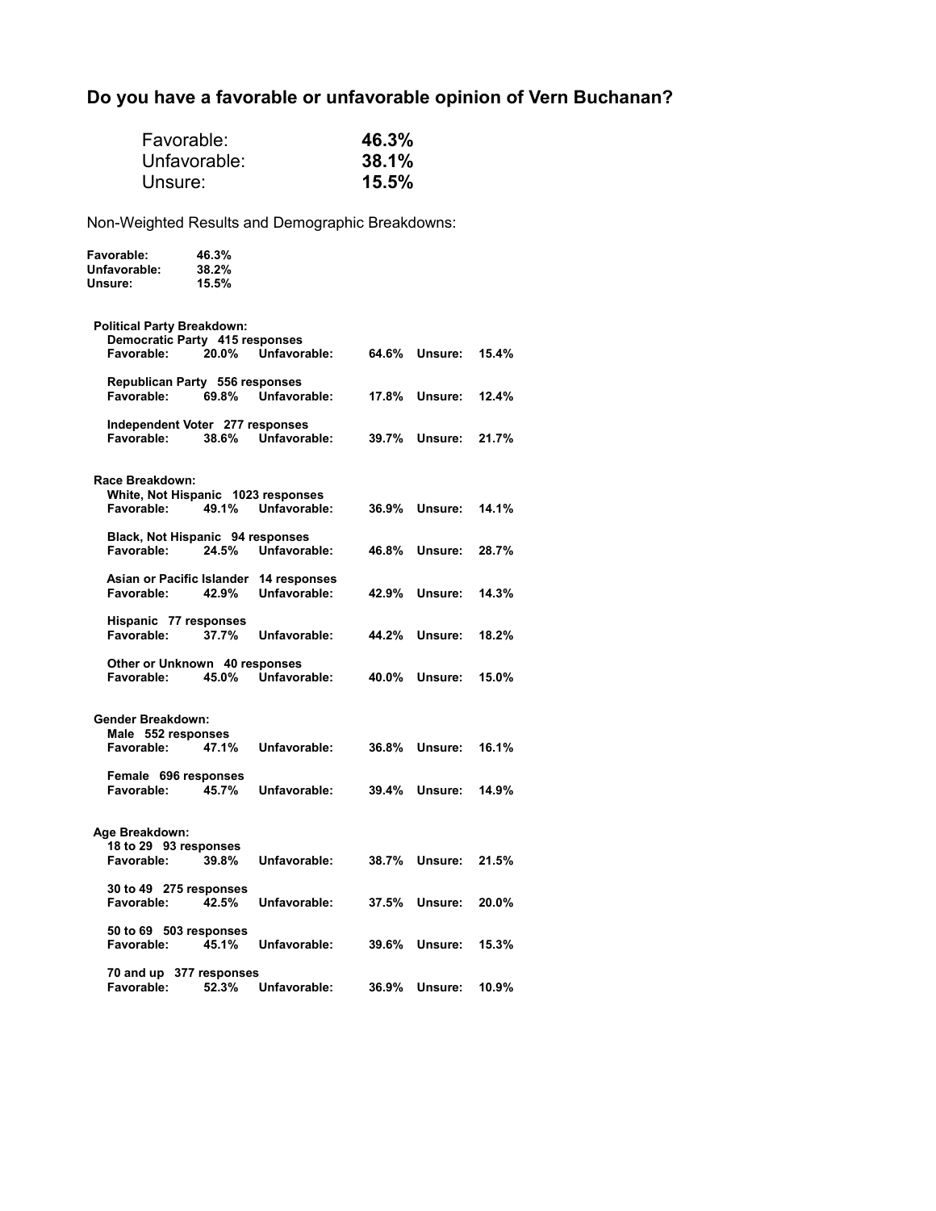## Do you have a favorable or unfavorable opinion of Vern Buchanan?

| | |
|---|---|
| Favorable: | **46.3%** |
| Unfavorable: | **38.1%** |
| Unsure: | **15.5%** |

Non-Weighted Results and Demographic Breakdowns:

| | |
|---|---|
| **Favorable:** | **46.3%** |
| **Unfavorable:** | **38.2%** |
| **Unsure:** | **15.5%** |

**Political Party Breakdown:**

**Democratic Party 415 responses**
**Favorable: 20.0% Unfavorable: 64.6% Unsure: 15.4%**

**Republican Party 556 responses**
**Favorable: 69.8% Unfavorable: 17.8% Unsure: 12.4%**

**Independent Voter 277 responses**
**Favorable: 38.6% Unfavorable: 39.7% Unsure: 21.7%**

**Race Breakdown:**

**White, Not Hispanic 1023 responses**
**Favorable: 49.1% Unfavorable: 36.9% Unsure: 14.1%**

**Black, Not Hispanic 94 responses**
**Favorable: 24.5% Unfavorable: 46.8% Unsure: 28.7%**

**Asian or Pacific Islander 14 responses**
**Favorable: 42.9% Unfavorable: 42.9% Unsure: 14.3%**

**Hispanic 77 responses**
**Favorable: 37.7% Unfavorable: 44.2% Unsure: 18.2%**

**Other or Unknown 40 responses**
**Favorable: 45.0% Unfavorable: 40.0% Unsure: 15.0%**

**Gender Breakdown:**

**Male 552 responses**
**Favorable: 47.1% Unfavorable: 36.8% Unsure: 16.1%**

**Female 696 responses**
**Favorable: 45.7% Unfavorable: 39.4% Unsure: 14.9%**

**Age Breakdown:**

**18 to 29 93 responses**
**Favorable: 39.8% Unfavorable: 38.7% Unsure: 21.5%**

**30 to 49 275 responses**
**Favorable: 42.5% Unfavorable: 37.5% Unsure: 20.0%**

**50 to 69 503 responses**
**Favorable: 45.1% Unfavorable: 39.6% Unsure: 15.3%**

**70 and up 377 responses**
**Favorable: 52.3% Unfavorable: 36.9% Unsure: 10.9%**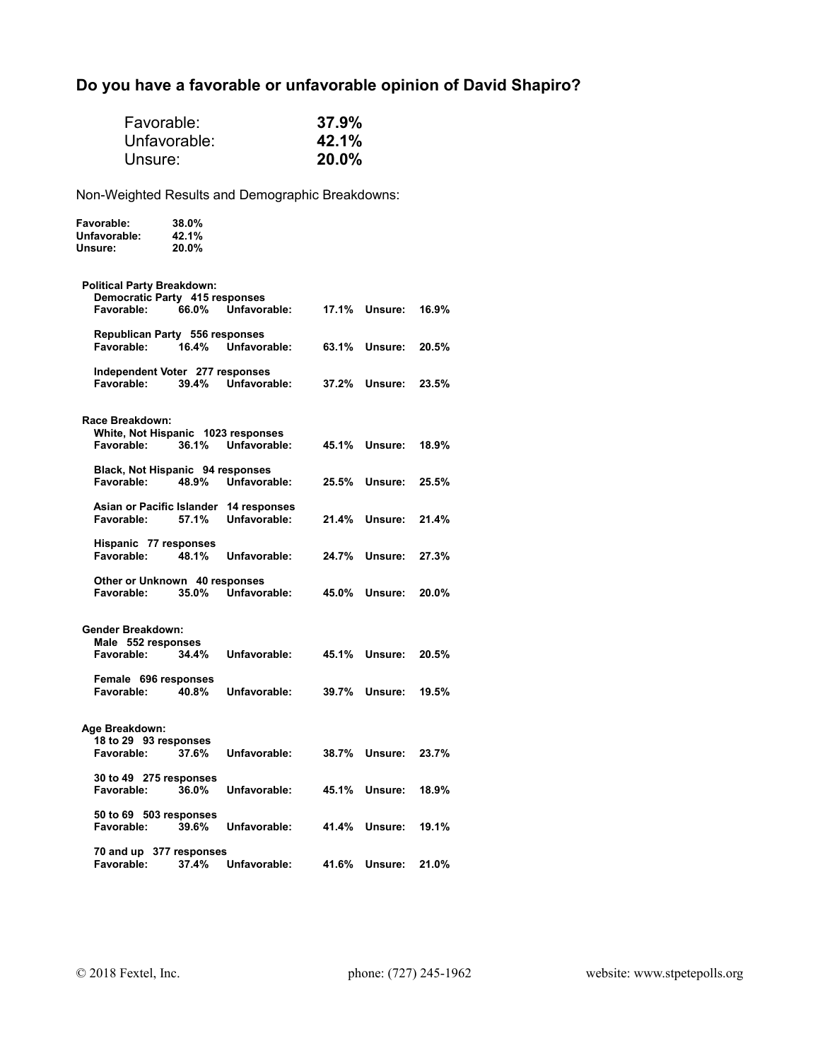## Do you have a favorable or unfavorable opinion of David Shapiro?

| | |
|---|---|
| Favorable: | **37.9%** |
| Unfavorable: | **42.1%** |
| Unsure: | **20.0%** |

Non-Weighted Results and Demographic Breakdowns:

| | |
|---|---|
| **Favorable:** | **38.0%** |
| **Unfavorable:** | **42.1%** |
| **Unsure:** | **20.0%** |

**Political Party Breakdown:**

**Democratic Party 415 responses**
**Favorable: 66.0% Unfavorable: 17.1% Unsure: 16.9%**

**Republican Party 556 responses**
**Favorable: 16.4% Unfavorable: 63.1% Unsure: 20.5%**

**Independent Voter 277 responses**
**Favorable: 39.4% Unfavorable: 37.2% Unsure: 23.5%**

**Race Breakdown:**

**White, Not Hispanic 1023 responses**
**Favorable: 36.1% Unfavorable: 45.1% Unsure: 18.9%**

**Black, Not Hispanic 94 responses**
**Favorable: 48.9% Unfavorable: 25.5% Unsure: 25.5%**

**Asian or Pacific Islander 14 responses**
**Favorable: 57.1% Unfavorable: 21.4% Unsure: 21.4%**

**Hispanic 77 responses**
**Favorable: 48.1% Unfavorable: 24.7% Unsure: 27.3%**

**Other or Unknown 40 responses**
**Favorable: 35.0% Unfavorable: 45.0% Unsure: 20.0%**

**Gender Breakdown:**

**Male 552 responses**
**Favorable: 34.4% Unfavorable: 45.1% Unsure: 20.5%**

**Female 696 responses**
**Favorable: 40.8% Unfavorable: 39.7% Unsure: 19.5%**

**Age Breakdown:**

**18 to 29 93 responses**
**Favorable: 37.6% Unfavorable: 38.7% Unsure: 23.7%**

**30 to 49 275 responses**
**Favorable: 36.0% Unfavorable: 45.1% Unsure: 18.9%**

**50 to 69 503 responses**
**Favorable: 39.6% Unfavorable: 41.4% Unsure: 19.1%**

**70 and up 377 responses**
**Favorable: 37.4% Unfavorable: 41.6% Unsure: 21.0%**